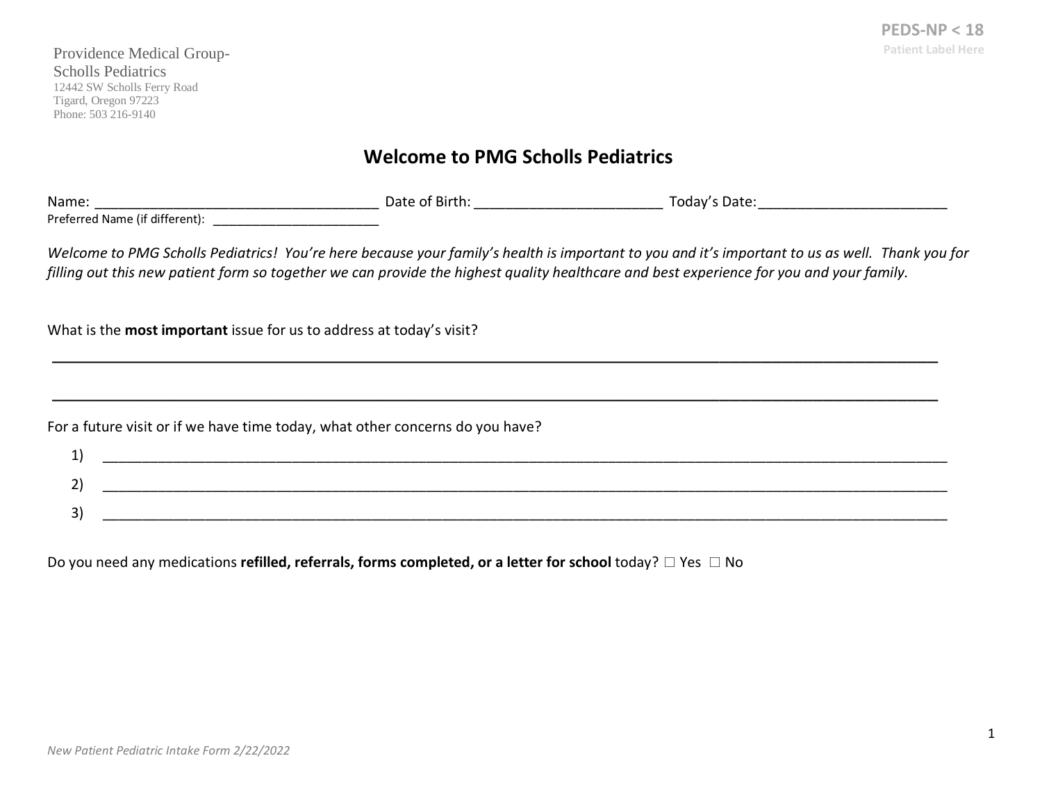PEDS-NP < 18
Patient Label Here

Providence Medical Group-
Scholls Pediatrics
12442 SW Scholls Ferry Road
Tigard, Oregon 97223
Phone: 503 216-9140

# Welcome to PMG Scholls Pediatrics

Name: _____________________________________ Date of Birth: ________________________ Today's Date:________________________
Preferred Name (if different): ______________________

*Welcome to PMG Scholls Pediatrics! You're here because your family's health is important to you and it's important to us as well. Thank you for filling out this new patient form so together we can provide the highest quality healthcare and best experience for you and your family.*

What is the **most important** issue for us to address at today's visit?

_______________________________________________________________________________________________

_______________________________________________________________________________________________

For a future visit or if we have time today, what other concerns do you have?

1) _______________________________________________________________________________________________
2) _______________________________________________________________________________________________
3) _______________________________________________________________________________________________

Do you need any medications **refilled, referrals, forms completed, or a letter for school** today? ☐ Yes ☐ No

*New Patient Pediatric Intake Form 2/22/2022*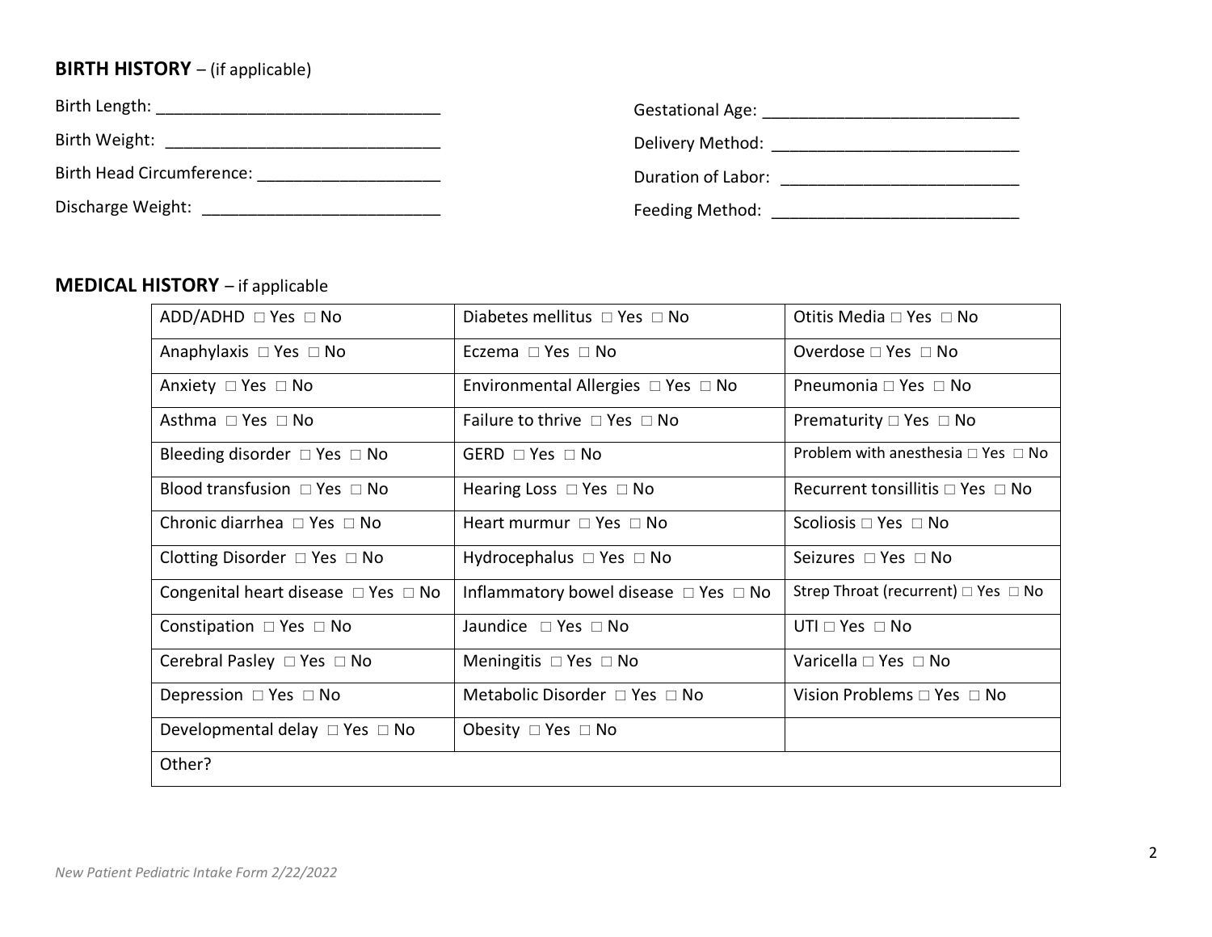## BIRTH HISTORY – (if applicable)

Birth Length: _______________________________

Birth Weight: _______________________________

Birth Head Circumference: ____________________

Discharge Weight: ___________________________

Gestational Age: ____________________________

Delivery Method: ___________________________

Duration of Labor: __________________________

Feeding Method: ____________________________

## MEDICAL HISTORY – if applicable

| | | |
|---|---|---|
| ADD/ADHD □ Yes □ No | Diabetes mellitus □ Yes □ No | Otitis Media □ Yes □ No |
| Anaphylaxis □ Yes □ No | Eczema □ Yes □ No | Overdose □ Yes □ No |
| Anxiety □ Yes □ No | Environmental Allergies □ Yes □ No | Pneumonia □ Yes □ No |
| Asthma □ Yes □ No | Failure to thrive □ Yes □ No | Prematurity □ Yes □ No |
| Bleeding disorder □ Yes □ No | GERD □ Yes □ No | Problem with anesthesia □ Yes □ No |
| Blood transfusion □ Yes □ No | Hearing Loss □ Yes □ No | Recurrent tonsillitis □ Yes □ No |
| Chronic diarrhea □ Yes □ No | Heart murmur □ Yes □ No | Scoliosis □ Yes □ No |
| Clotting Disorder □ Yes □ No | Hydrocephalus □ Yes □ No | Seizures □ Yes □ No |
| Congenital heart disease □ Yes □ No | Inflammatory bowel disease □ Yes □ No | Strep Throat (recurrent) □ Yes □ No |
| Constipation □ Yes □ No | Jaundice □ Yes □ No | UTI □ Yes □ No |
| Cerebral Pasley □ Yes □ No | Meningitis □ Yes □ No | Varicella □ Yes □ No |
| Depression □ Yes □ No | Metabolic Disorder □ Yes □ No | Vision Problems □ Yes □ No |
| Developmental delay □ Yes □ No | Obesity □ Yes □ No | |
| Other? | | |

*New Patient Pediatric Intake Form 2/22/2022*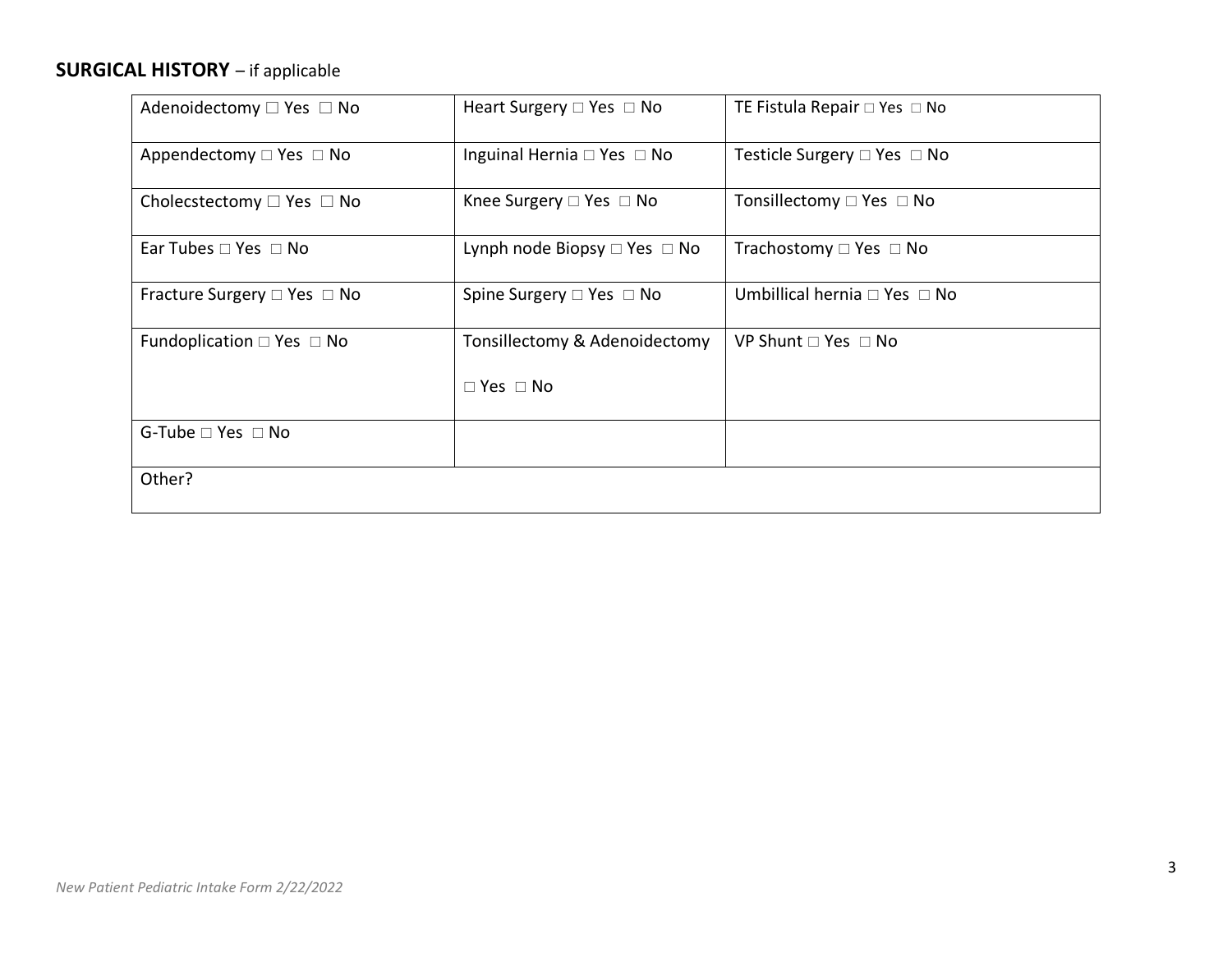**SURGICAL HISTORY** – if applicable

| | | |
|---|---|---|
| Adenoidectomy □ Yes □ No | Heart Surgery □ Yes □ No | TE Fistula Repair □ Yes □ No |
| Appendectomy □ Yes □ No | Inguinal Hernia □ Yes □ No | Testicle Surgery □ Yes □ No |
| Cholecstectomy □ Yes □ No | Knee Surgery □ Yes □ No | Tonsillectomy □ Yes □ No |
| Ear Tubes □ Yes □ No | Lynph node Biopsy □ Yes □ No | Trachostomy □ Yes □ No |
| Fracture Surgery □ Yes □ No | Spine Surgery □ Yes □ No | Umbillical hernia □ Yes □ No |
| Fundoplication □ Yes □ No | Tonsillectomy & Adenoidectomy □ Yes □ No | VP Shunt □ Yes □ No |
| G-Tube □ Yes □ No | | |
| Other? | | |

*New Patient Pediatric Intake Form 2/22/2022*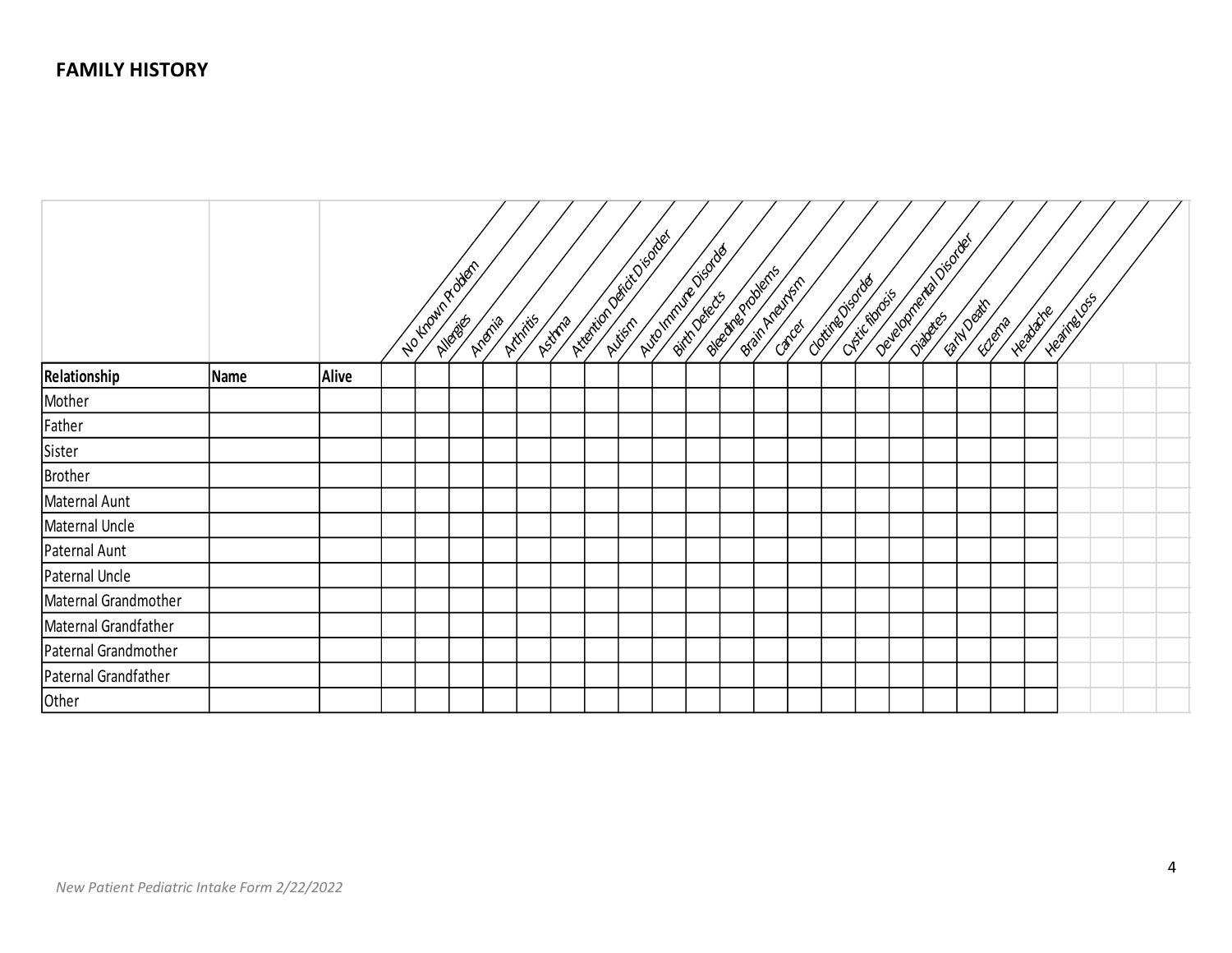## FAMILY HISTORY

| Relationship | Name | Alive | No Known Problem | Allergies | Anemia | Arthritis | Asthma | Attention Deficit Disorder | Autism | Auto Immune Disorder | Birth Defects | Bleeding Problems | Brain Aneurysm | Cancer | Clotting Disorder | Cystic fibrosis | Developmental Disorder | Diabetes | Early Death | Eczema | Headache | Hearing Loss |
|---|---|---|---|---|---|---|---|---|---|---|---|---|---|---|---|---|---|---|---|---|---|---|
| Mother | | | | | | | | | | | | | | | | | | | | | | |
| Father | | | | | | | | | | | | | | | | | | | | | | |
| Sister | | | | | | | | | | | | | | | | | | | | | | |
| Brother | | | | | | | | | | | | | | | | | | | | | | |
| Maternal Aunt | | | | | | | | | | | | | | | | | | | | | | |
| Maternal Uncle | | | | | | | | | | | | | | | | | | | | | | |
| Paternal Aunt | | | | | | | | | | | | | | | | | | | | | | |
| Paternal Uncle | | | | | | | | | | | | | | | | | | | | | | |
| Maternal Grandmother | | | | | | | | | | | | | | | | | | | | | | |
| Maternal Grandfather | | | | | | | | | | | | | | | | | | | | | | |
| Paternal Grandmother | | | | | | | | | | | | | | | | | | | | | | |
| Paternal Grandfather | | | | | | | | | | | | | | | | | | | | | | |
| Other | | | | | | | | | | | | | | | | | | | | | | |

*New Patient Pediatric Intake Form 2/22/2022*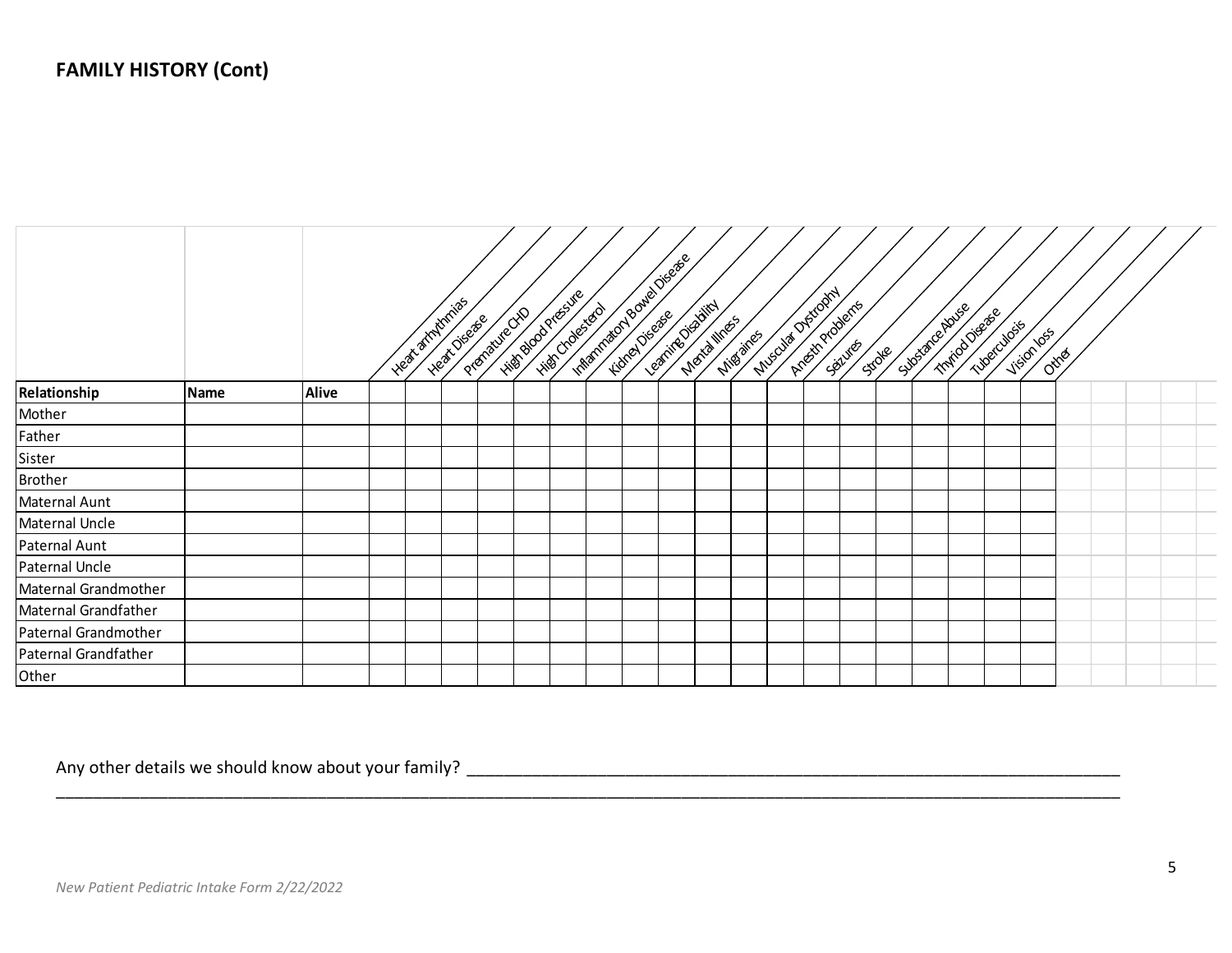## FAMILY HISTORY (Cont)

| Relationship | Name | Alive | Heart arrhythmias | Heart Disease | Premature CHD | High Blood Pressure | High Cholesterol | Inflammatory Bowel Disease | Kidney Disease | Learning Disability | Mental Illness | Migraines | Muscular Dystrophy | Anesth Problems | Seizures | Stroke | Substance Abuse | Thyriod Disease | Tuberculosis | Vision loss | Other |
|---|---|---|---|---|---|---|---|---|---|---|---|---|---|---|---|---|---|---|---|---|---|
| Mother | | | | | | | | | | | | | | | | | | | | | |
| Father | | | | | | | | | | | | | | | | | | | | | |
| Sister | | | | | | | | | | | | | | | | | | | | | |
| Brother | | | | | | | | | | | | | | | | | | | | | |
| Maternal Aunt | | | | | | | | | | | | | | | | | | | | | |
| Maternal Uncle | | | | | | | | | | | | | | | | | | | | | |
| Paternal Aunt | | | | | | | | | | | | | | | | | | | | | |
| Paternal Uncle | | | | | | | | | | | | | | | | | | | | | |
| Maternal Grandmother | | | | | | | | | | | | | | | | | | | | | |
| Maternal Grandfather | | | | | | | | | | | | | | | | | | | | | |
| Paternal Grandmother | | | | | | | | | | | | | | | | | | | | | |
| Paternal Grandfather | | | | | | | | | | | | | | | | | | | | | |
| Other | | | | | | | | | | | | | | | | | | | | | |

Any other details we should know about your family? ___________________________________________________________________________

_____________________________________________________________________________________________________________

*New Patient Pediatric Intake Form 2/22/2022*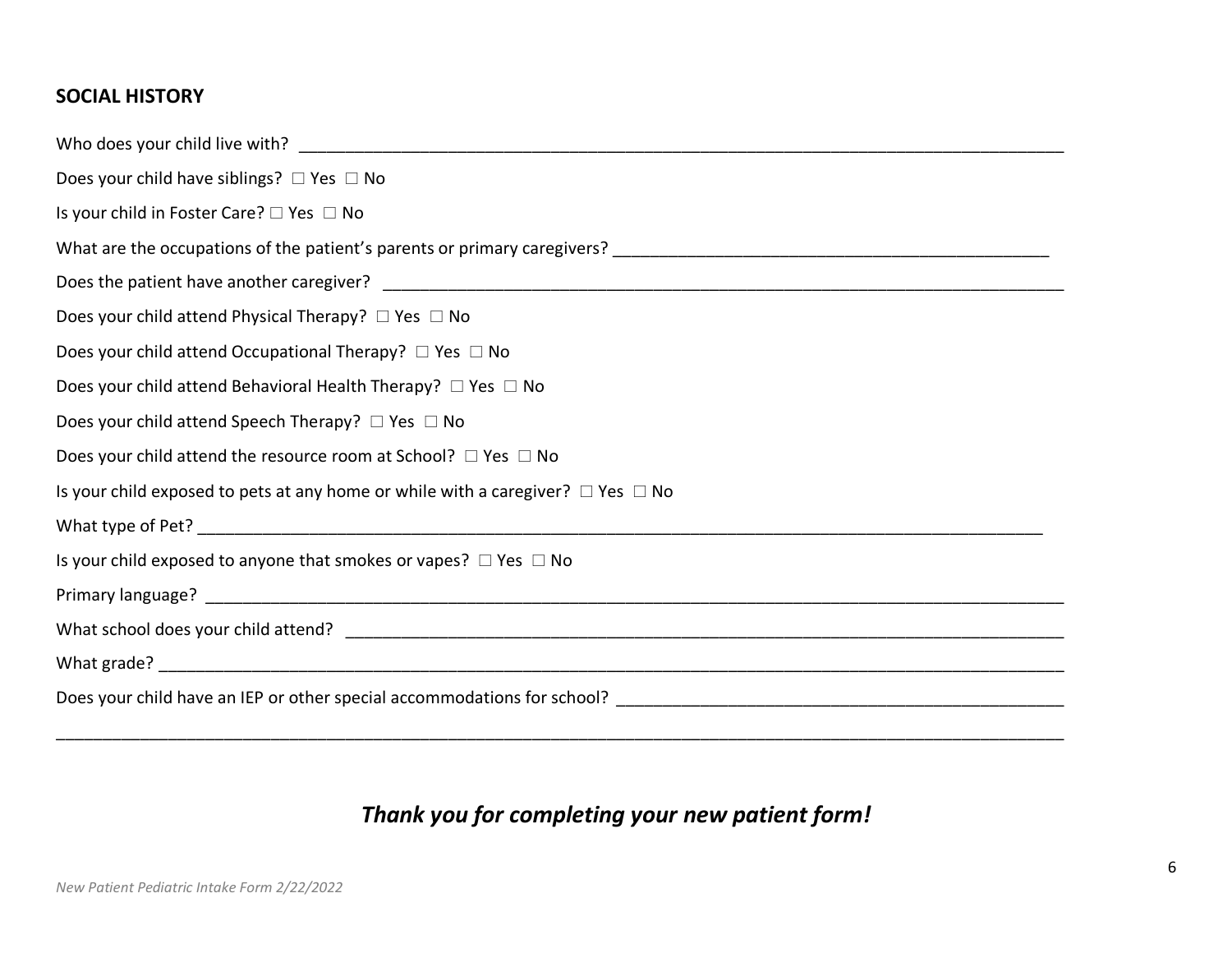## SOCIAL HISTORY

Who does your child live with? ______________________________________________________________________________

Does your child have siblings? ☐ Yes ☐ No

Is your child in Foster Care? ☐ Yes ☐ No

What are the occupations of the patient's parents or primary caregivers? ________________________________________________

Does the patient have another caregiver? ___________________________________________________________________________

Does your child attend Physical Therapy? ☐ Yes ☐ No

Does your child attend Occupational Therapy? ☐ Yes ☐ No

Does your child attend Behavioral Health Therapy? ☐ Yes ☐ No

Does your child attend Speech Therapy? ☐ Yes ☐ No

Does your child attend the resource room at School? ☐ Yes ☐ No

Is your child exposed to pets at any home or while with a caregiver? ☐ Yes ☐ No

What type of Pet? ______________________________________________________________________________________________

Is your child exposed to anyone that smokes or vapes? ☐ Yes ☐ No

Primary language? ______________________________________________________________________________________________

What school does your child attend? ______________________________________________________________________________

What grade? ___________________________________________________________________________________________________

Does your child have an IEP or other special accommodations for school? __________________________________________________

_____________________________________________________________________________________________________________

### *Thank you for completing your new patient form!*

*New Patient Pediatric Intake Form 2/22/2022*